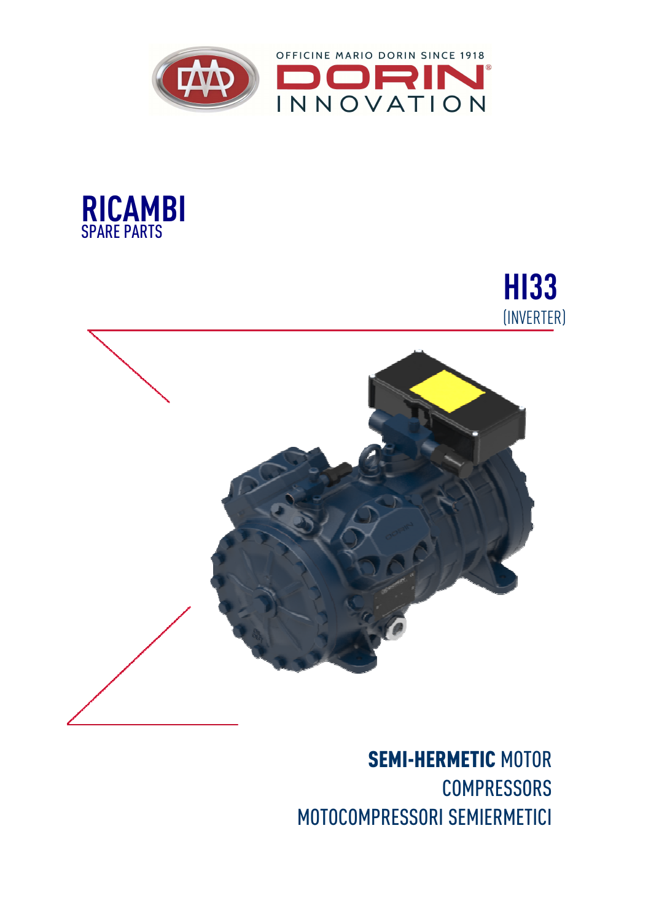OFFICINE MARIO DORIN SINCE 1918

DORIN

INNOVATION

# RICAMBI
## SPARE PARTS

# HI33
(INVERTER)

**SEMI-HERMETIC** MOTOR
COMPRESSORS
MOTOCOMPRESSORI SEMIERMETICI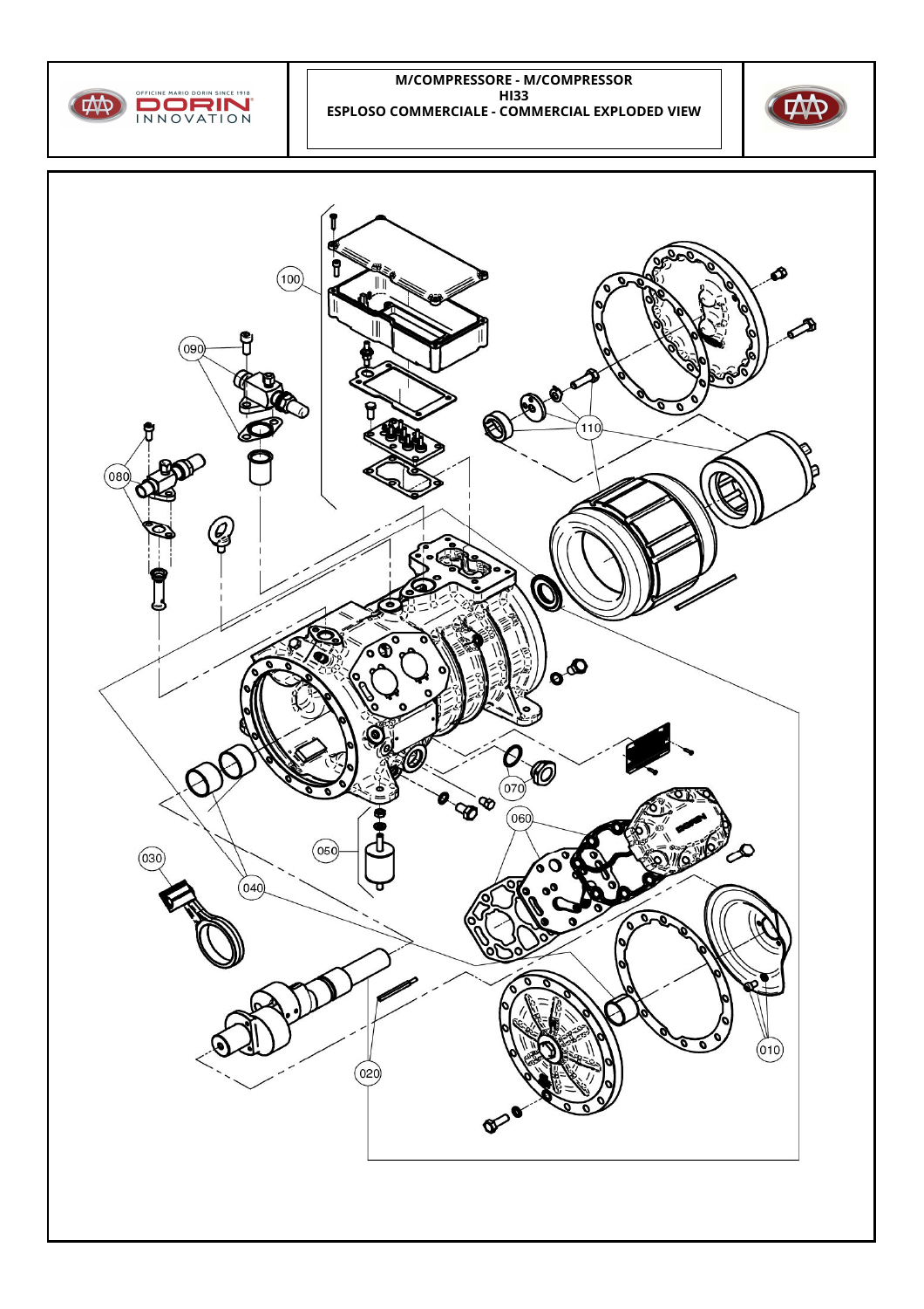# M/COMPRESSORE - M/COMPRESSOR

## HI33

## ESPLOSO COMMERCIALE - COMMERCIAL EXPLODED VIEW

100

090

080

110

070

060

050

030

040

020

010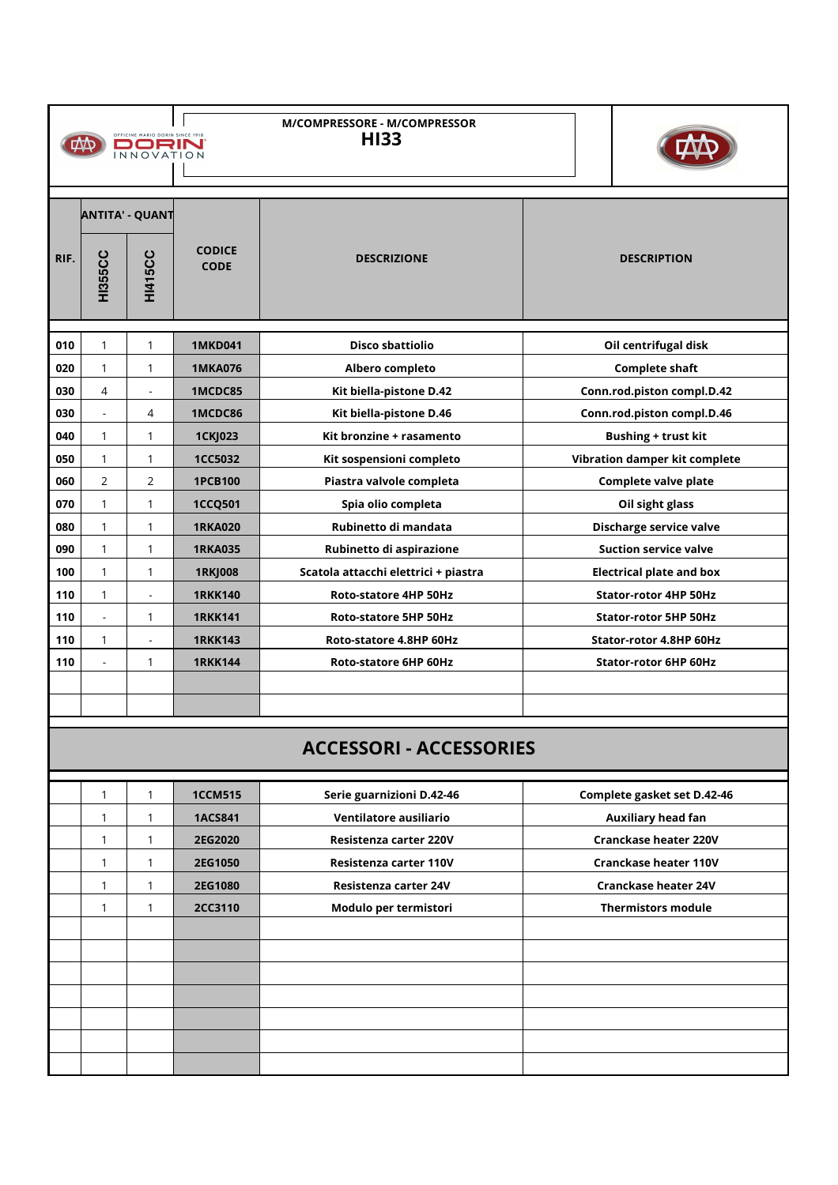OFFICINE MARIO DORIN SINCE 1918
DORIN INNOVATION

**M/COMPRESSORE - M/COMPRESSOR**

# HI33

| RIF. | ANTITA' - QUANT | | CODICE CODE | DESCRIZIONE | DESCRIPTION |
|---|---|---|---|---|---|
| | HI355CC | HI415CC | | | |
| 010 | 1 | 1 | 1MKD041 | Disco sbattiolio | Oil centrifugal disk |
| 020 | 1 | 1 | 1MKA076 | Albero completo | Complete shaft |
| 030 | 4 | - | 1MCDC85 | Kit biella-pistone D.42 | Conn.rod.piston compl.D.42 |
| 030 | - | 4 | 1MCDC86 | Kit biella-pistone D.46 | Conn.rod.piston compl.D.46 |
| 040 | 1 | 1 | 1CKJ023 | Kit bronzine + rasamento | Bushing + trust kit |
| 050 | 1 | 1 | 1CC5032 | Kit sospensioni completo | Vibration damper kit complete |
| 060 | 2 | 2 | 1PCB100 | Piastra valvole completa | Complete valve plate |
| 070 | 1 | 1 | 1CCQ501 | Spia olio completa | Oil sight glass |
| 080 | 1 | 1 | 1RKA020 | Rubinetto di mandata | Discharge service valve |
| 090 | 1 | 1 | 1RKA035 | Rubinetto di aspirazione | Suction service valve |
| 100 | 1 | 1 | 1RKJ008 | Scatola attacchi elettrici + piastra | Electrical plate and box |
| 110 | 1 | - | 1RKK140 | Roto-statore 4HP 50Hz | Stator-rotor 4HP 50Hz |
| 110 | - | 1 | 1RKK141 | Roto-statore 5HP 50Hz | Stator-rotor 5HP 50Hz |
| 110 | 1 | - | 1RKK143 | Roto-statore 4.8HP 60Hz | Stator-rotor 4.8HP 60Hz |
| 110 | - | 1 | 1RKK144 | Roto-statore 6HP 60Hz | Stator-rotor 6HP 60Hz |

## ACCESSORI - ACCESSORIES

| | | | | | |
|---|---|---|---|---|---|
| | 1 | 1 | 1CCM515 | Serie guarnizioni D.42-46 | Complete gasket set D.42-46 |
| | 1 | 1 | 1ACS841 | Ventilatore ausiliario | Auxiliary head fan |
| | 1 | 1 | 2EG2020 | Resistenza carter 220V | Cranckase heater 220V |
| | 1 | 1 | 2EG1050 | Resistenza carter 110V | Cranckase heater 110V |
| | 1 | 1 | 2EG1080 | Resistenza carter 24V | Cranckase heater 24V |
| | 1 | 1 | 2CC3110 | Modulo per termistori | Thermistors module |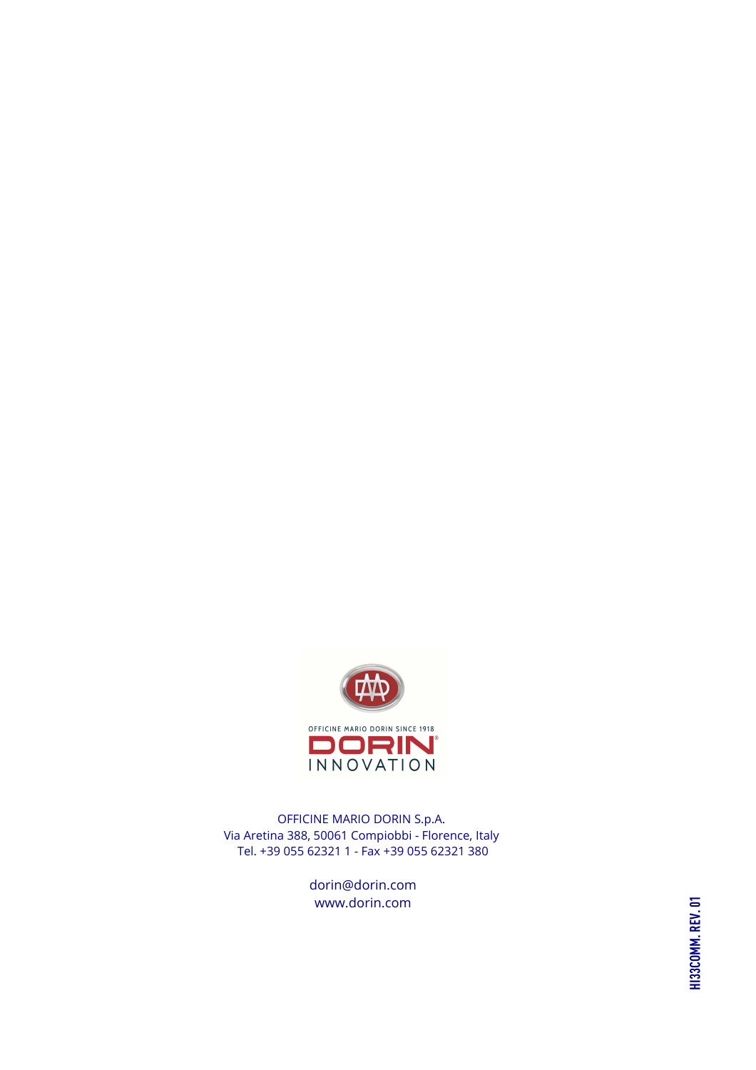OFFICINE MARIO DORIN SINCE 1918

DORIN®

INNOVATION

OFFICINE MARIO DORIN S.p.A.
Via Aretina 388, 50061 Compiobbi - Florence, Italy
Tel. +39 055 62321 1 - Fax +39 055 62321 380

dorin@dorin.com
www.dorin.com

HI33COMM. REV. 01